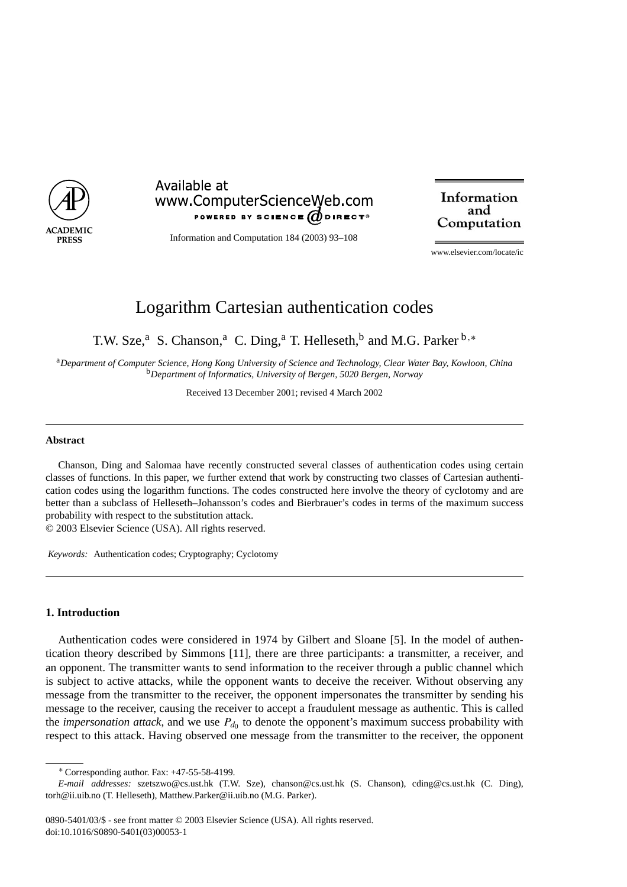# Logarithm Cartesian authentication codes

T.W. Sze,[a] S. Chanson,[a] C. Ding,[a] T. Helleseth,[b] and M.G. Parker [b,*]

[a] *Department of Computer Science, Hong Kong University of Science and Technology, Clear Water Bay, Kowloon, China*
[b] *Department of Informatics, University of Bergen, 5020 Bergen, Norway*

Received 13 December 2001; revised 4 March 2002

---

**Abstract**

Chanson, Ding and Salomaa have recently constructed several classes of authentication codes using certain classes of functions. In this paper, we further extend that work by constructing two classes of Cartesian authentication codes using the logarithm functions. The codes constructed here involve the theory of cyclotomy and are better than a subclass of Helleseth–Johansson's codes and Bierbrauer's codes in terms of the maximum success probability with respect to the substitution attack.
© 2003 Elsevier Science (USA). All rights reserved.

*Keywords:* Authentication codes; Cryptography; Cyclotomy

---

## 1. Introduction

Authentication codes were considered in 1974 by Gilbert and Sloane [5]. In the model of authentication theory described by Simmons [11], there are three participants: a transmitter, a receiver, and an opponent. The transmitter wants to send information to the receiver through a public channel which is subject to active attacks, while the opponent wants to deceive the receiver. Without observing any message from the transmitter to the receiver, the opponent impersonates the transmitter by sending his message to the receiver, causing the receiver to accept a fraudulent message as authentic. This is called the *impersonation attack*, and we use $P_{d_0}$ to denote the opponent's maximum success probability with respect to this attack. Having observed one message from the transmitter to the receiver, the opponent

---

\* Corresponding author. Fax: +47-55-58-4199.
*E-mail addresses:* szetszwo@cs.ust.hk (T.W. Sze), chanson@cs.ust.hk (S. Chanson), cding@cs.ust.hk (C. Ding), torh@ii.uib.no (T. Helleseth), Matthew.Parker@ii.uib.no (M.G. Parker).

0890-5401/03/$ - see front matter © 2003 Elsevier Science (USA). All rights reserved.
doi:10.1016/S0890-5401(03)00053-1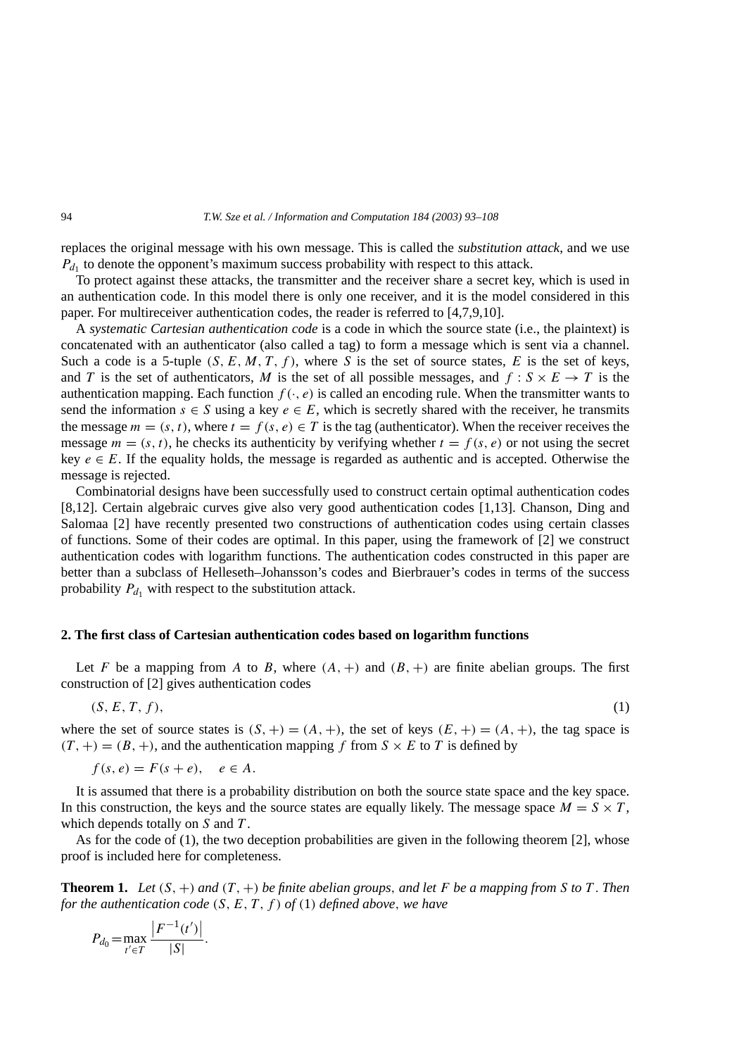replaces the original message with his own message. This is called the *substitution attack*, and we use $P_{d_1}$ to denote the opponent's maximum success probability with respect to this attack.

To protect against these attacks, the transmitter and the receiver share a secret key, which is used in an authentication code. In this model there is only one receiver, and it is the model considered in this paper. For multireceiver authentication codes, the reader is referred to [4,7,9,10].

A *systematic Cartesian authentication code* is a code in which the source state (i.e., the plaintext) is concatenated with an authenticator (also called a tag) to form a message which is sent via a channel. Such a code is a 5-tuple $(S, E, M, T, f)$, where $S$ is the set of source states, $E$ is the set of keys, and $T$ is the set of authenticators, $M$ is the set of all possible messages, and $f : S \times E \to T$ is the authentication mapping. Each function $f(\cdot, e)$ is called an encoding rule. When the transmitter wants to send the information $s \in S$ using a key $e \in E$, which is secretly shared with the receiver, he transmits the message $m = (s, t)$, where $t = f(s, e) \in T$ is the tag (authenticator). When the receiver receives the message $m = (s, t)$, he checks its authenticity by verifying whether $t = f(s, e)$ or not using the secret key $e \in E$. If the equality holds, the message is regarded as authentic and is accepted. Otherwise the message is rejected.

Combinatorial designs have been successfully used to construct certain optimal authentication codes [8,12]. Certain algebraic curves give also very good authentication codes [1,13]. Chanson, Ding and Salomaa [2] have recently presented two constructions of authentication codes using certain classes of functions. Some of their codes are optimal. In this paper, using the framework of [2] we construct authentication codes with logarithm functions. The authentication codes constructed in this paper are better than a subclass of Helleseth–Johansson's codes and Bierbrauer's codes in terms of the success probability $P_{d_1}$ with respect to the substitution attack.

## 2. The first class of Cartesian authentication codes based on logarithm functions

Let $F$ be a mapping from $A$ to $B$, where $(A, +)$ and $(B, +)$ are finite abelian groups. The first construction of [2] gives authentication codes

$$(S, E, T, f), \tag{1}$$

where the set of source states is $(S, +) = (A, +)$, the set of keys $(E, +) = (A, +)$, the tag space is $(T, +) = (B, +)$, and the authentication mapping $f$ from $S \times E$ to $T$ is defined by

$$f(s, e) = F(s + e), \quad e \in A.$$

It is assumed that there is a probability distribution on both the source state space and the key space. In this construction, the keys and the source states are equally likely. The message space $M = S \times T$, which depends totally on $S$ and $T$.

As for the code of (1), the two deception probabilities are given in the following theorem [2], whose proof is included here for completeness.

**Theorem 1.** *Let $(S, +)$ and $(T, +)$ be finite abelian groups, and let $F$ be a mapping from $S$ to $T$. Then for the authentication code $(S, E, T, f)$ of (1) defined above, we have*

$$P_{d_0} = \max_{t' \in T} \frac{|F^{-1}(t')|}{|S|}.$$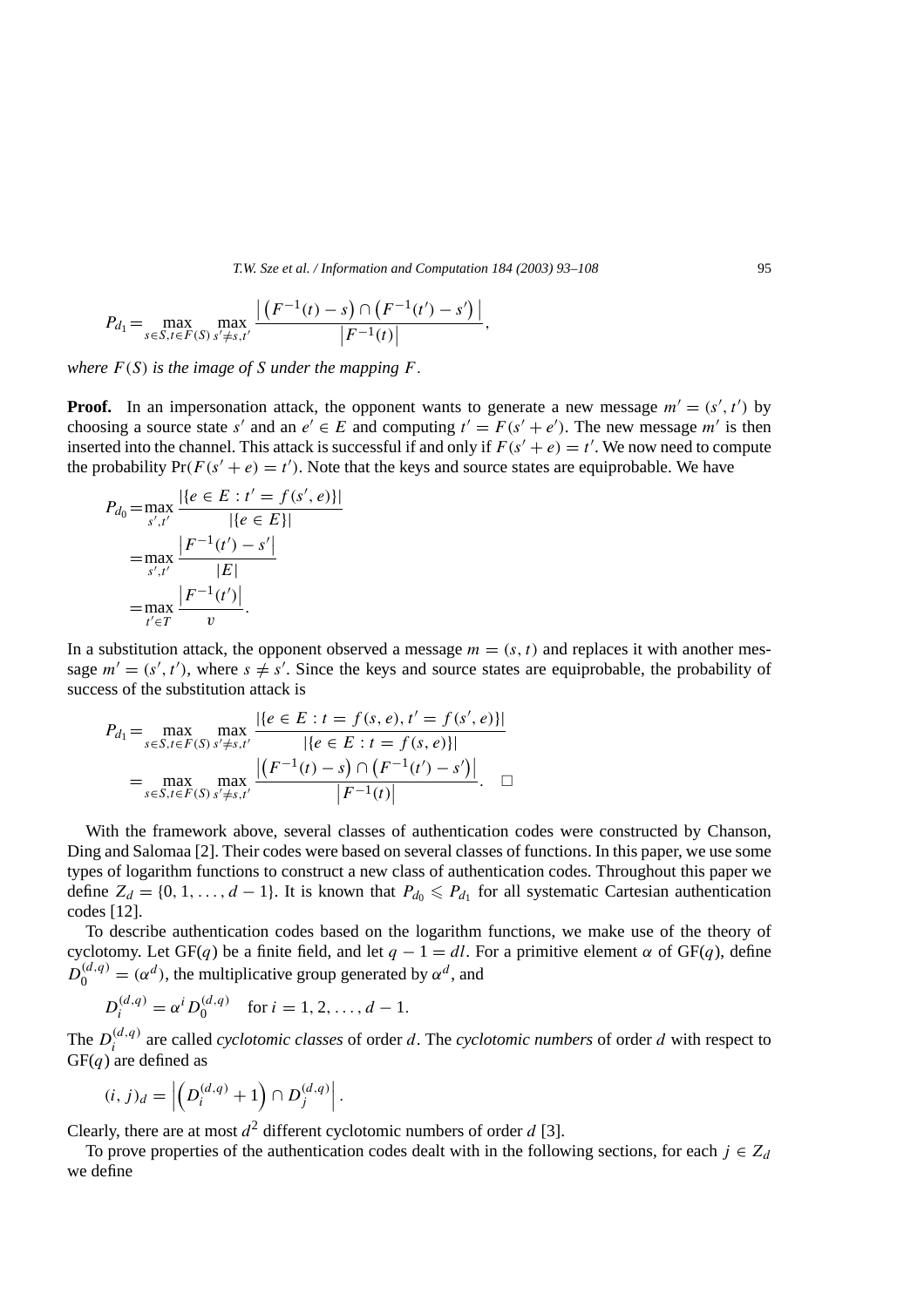$$P_{d_1} = \max_{s \in S, t \in F(S)} \max_{s' \neq s, t'} \frac{\left| \left(F^{-1}(t) - s\right) \cap \left(F^{-1}(t') - s'\right) \right|}{\left|F^{-1}(t)\right|},$$

*where $F(S)$ is the image of $S$ under the mapping $F$.*

**Proof.** In an impersonation attack, the opponent wants to generate a new message $m' = (s', t')$ by choosing a source state $s'$ and an $e' \in E$ and computing $t' = F(s' + e')$. The new message $m'$ is then inserted into the channel. This attack is successful if and only if $F(s' + e) = t'$. We now need to compute the probability $\Pr(F(s' + e) = t')$. Note that the keys and source states are equiprobable. We have

$$\begin{aligned} P_{d_0} &= \max_{s', t'} \frac{|\{e \in E : t' = f(s', e)\}|}{|\{e \in E\}|} \\ &= \max_{s', t'} \frac{\left|F^{-1}(t') - s'\right|}{|E|} \\ &= \max_{t' \in T} \frac{\left|F^{-1}(t')\right|}{v}. \end{aligned}$$

In a substitution attack, the opponent observed a message $m = (s, t)$ and replaces it with another message $m' = (s', t')$, where $s \neq s'$. Since the keys and source states are equiprobable, the probability of success of the substitution attack is

$$\begin{aligned} P_{d_1} &= \max_{s \in S, t \in F(S)} \max_{s' \neq s, t'} \frac{|\{e \in E : t = f(s, e), t' = f(s', e)\}|}{|\{e \in E : t = f(s, e)\}|} \\ &= \max_{s \in S, t \in F(S)} \max_{s' \neq s, t'} \frac{\left|\left(F^{-1}(t) - s\right) \cap \left(F^{-1}(t') - s'\right)\right|}{\left|F^{-1}(t)\right|}. \quad \square \end{aligned}$$

With the framework above, several classes of authentication codes were constructed by Chanson, Ding and Salomaa [2]. Their codes were based on several classes of functions. In this paper, we use some types of logarithm functions to construct a new class of authentication codes. Throughout this paper we define $Z_d = \{0, 1, \ldots, d-1\}$. It is known that $P_{d_0} \leqslant P_{d_1}$ for all systematic Cartesian authentication codes [12].

To describe authentication codes based on the logarithm functions, we make use of the theory of cyclotomy. Let $\mathrm{GF}(q)$ be a finite field, and let $q - 1 = dl$. For a primitive element $\alpha$ of $\mathrm{GF}(q)$, define $D_0^{(d,q)} = (\alpha^d)$, the multiplicative group generated by $\alpha^d$, and

$$D_i^{(d,q)} = \alpha^i D_0^{(d,q)} \quad \text{for } i = 1, 2, \ldots, d-1.$$

The $D_i^{(d,q)}$ are called *cyclotomic classes* of order $d$. The *cyclotomic numbers* of order $d$ with respect to $\mathrm{GF}(q)$ are defined as

$$(i, j)_d = \left| \left(D_i^{(d,q)} + 1\right) \cap D_j^{(d,q)} \right|.$$

Clearly, there are at most $d^2$ different cyclotomic numbers of order $d$ [3].

To prove properties of the authentication codes dealt with in the following sections, for each $j \in Z_d$ we define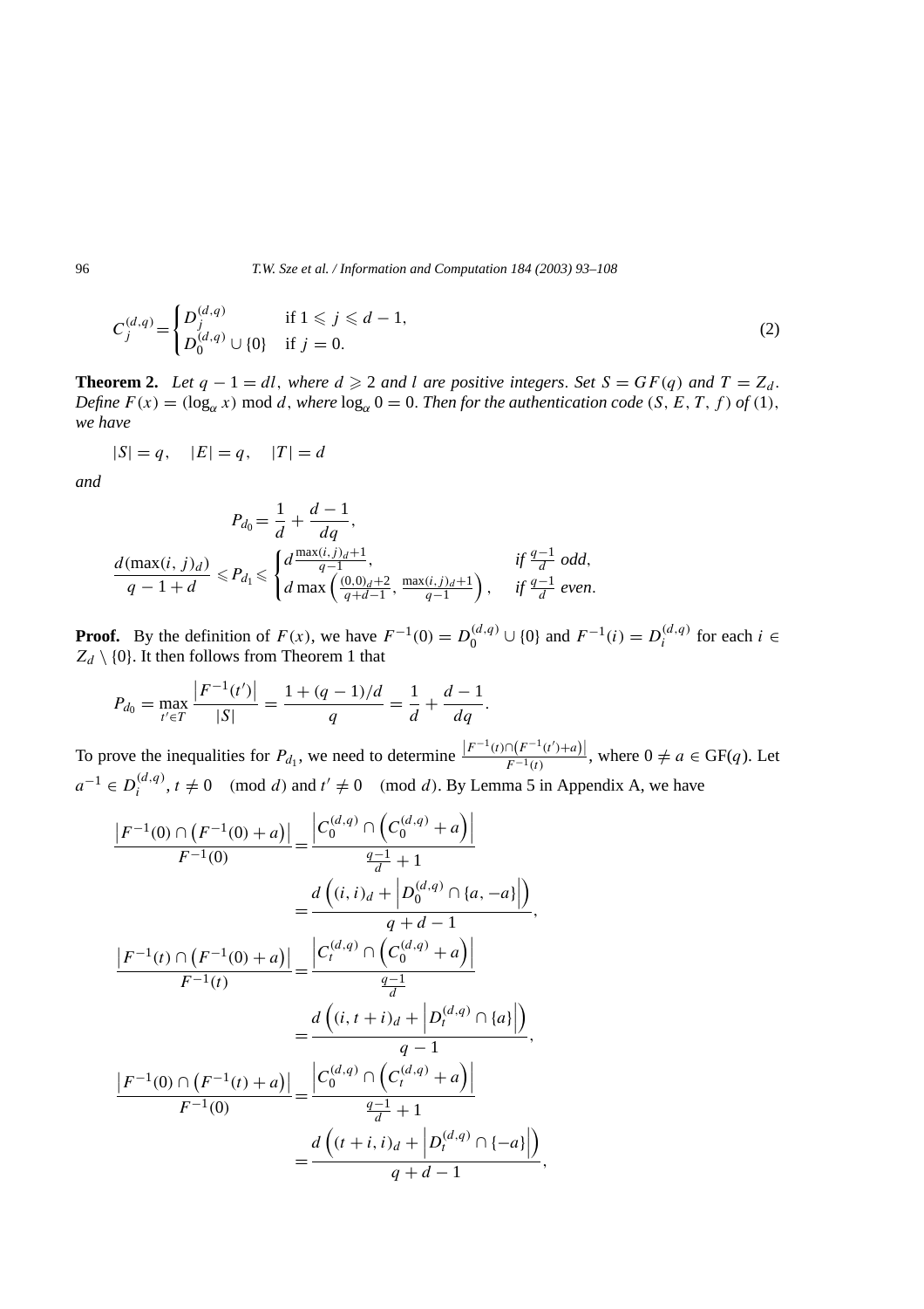$$C_j^{(d,q)} = \begin{cases} D_j^{(d,q)} & \text{if } 1 \leqslant j \leqslant d-1, \\ D_0^{(d,q)} \cup \{0\} & \text{if } j = 0. \end{cases} \tag{2}$$

**Theorem 2.** *Let $q - 1 = dl$, where $d \geqslant 2$ and $l$ are positive integers. Set $S = GF(q)$ and $T = Z_d$. Define $F(x) = (\log_\alpha x) \bmod d$, where $\log_\alpha 0 = 0$. Then for the authentication code $(S, E, T, f)$ of* (1), *we have*

$$|S| = q, \quad |E| = q, \quad |T| = d$$

*and*

$$P_{d_0} = \frac{1}{d} + \frac{d-1}{dq},$$

$$\frac{d(\max(i,j)_d)}{q-1+d} \leqslant P_{d_1} \leqslant \begin{cases} d\,\frac{\max(i,j)_d + 1}{q-1}, & \text{if } \frac{q-1}{d} \text{ odd}, \\ d \max\left(\frac{(0,0)_d + 2}{q+d-1}, \frac{\max(i,j)_d + 1}{q-1}\right), & \text{if } \frac{q-1}{d} \text{ even}. \end{cases}$$

**Proof.** By the definition of $F(x)$, we have $F^{-1}(0) = D_0^{(d,q)} \cup \{0\}$ and $F^{-1}(i) = D_i^{(d,q)}$ for each $i \in Z_d \setminus \{0\}$. It then follows from Theorem 1 that

$$P_{d_0} = \max_{t' \in T} \frac{|F^{-1}(t')|}{|S|} = \frac{1 + (q-1)/d}{q} = \frac{1}{d} + \frac{d-1}{dq}.$$

To prove the inequalities for $P_{d_1}$, we need to determine $\frac{|F^{-1}(t) \cap (F^{-1}(t') + a)|}{F^{-1}(t)}$, where $0 \neq a \in \mathrm{GF}(q)$. Let $a^{-1} \in D_i^{(d,q)}$, $t \not\equiv 0 \pmod d$ and $t' \not\equiv 0 \pmod d$. By Lemma 5 in Appendix A, we have

$$\begin{aligned}
\frac{|F^{-1}(0) \cap (F^{-1}(0) + a)|}{F^{-1}(0)} &= \frac{\left|C_0^{(d,q)} \cap \left(C_0^{(d,q)} + a\right)\right|}{\frac{q-1}{d} + 1} \\
&= \frac{d\left((i,i)_d + \left|D_0^{(d,q)} \cap \{a, -a\}\right|\right)}{q+d-1}, \\
\frac{|F^{-1}(t) \cap (F^{-1}(0) + a)|}{F^{-1}(t)} &= \frac{\left|C_t^{(d,q)} \cap \left(C_0^{(d,q)} + a\right)\right|}{\frac{q-1}{d}} \\
&= \frac{d\left((i, t+i)_d + \left|D_t^{(d,q)} \cap \{a\}\right|\right)}{q-1}, \\
\frac{|F^{-1}(0) \cap (F^{-1}(t) + a)|}{F^{-1}(0)} &= \frac{\left|C_0^{(d,q)} \cap \left(C_t^{(d,q)} + a\right)\right|}{\frac{q-1}{d} + 1} \\
&= \frac{d\left((t+i, i)_d + \left|D_t^{(d,q)} \cap \{-a\}\right|\right)}{q+d-1},
\end{aligned}$$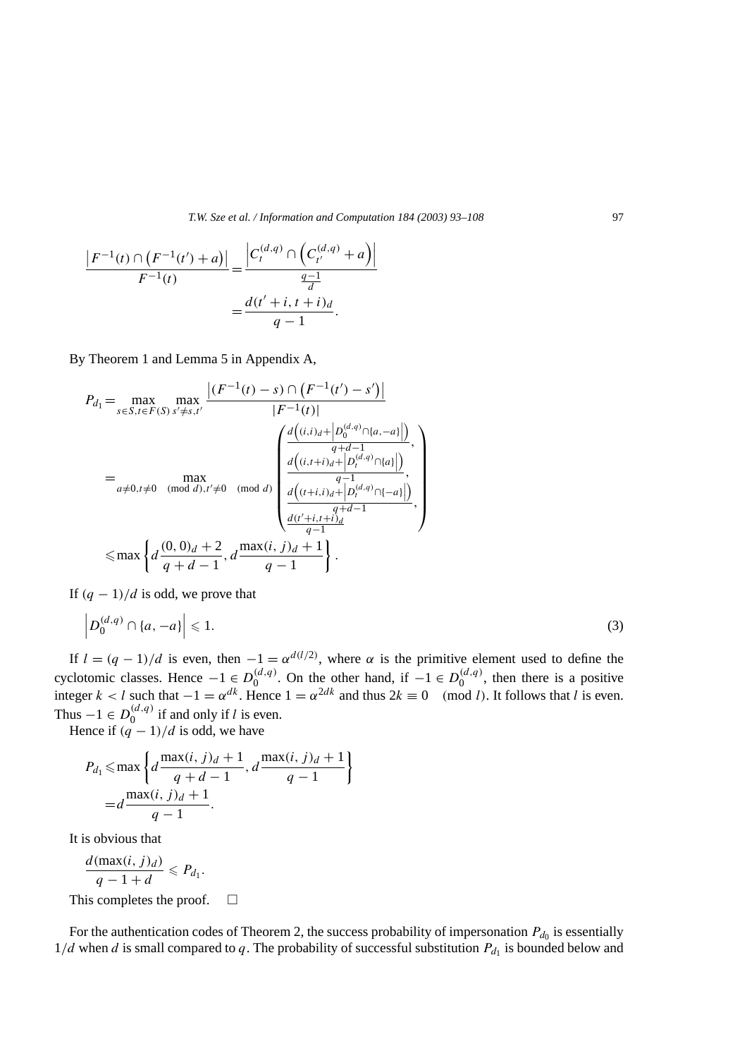$$\frac{\left|F^{-1}(t) \cap \left(F^{-1}(t')+a\right)\right|}{F^{-1}(t)} = \frac{\left|C_t^{(d,q)} \cap \left(C_{t'}^{(d,q)}+a\right)\right|}{\frac{q-1}{d}} = \frac{d(t'+i,t+i)_d}{q-1}.$$

By Theorem 1 and Lemma 5 in Appendix A,

$$\begin{aligned}
P_{d_1} &= \max_{s\in S, t\in F(S)} \max_{s'\neq s,t'} \frac{\left|(F^{-1}(t)-s)\cap\left(F^{-1}(t')-s'\right)\right|}{|F^{-1}(t)|} \\
&= \max_{a\neq 0, t\neq 0 \pmod d, t'\neq 0 \pmod d} \begin{pmatrix} \frac{d\left((i,i)_d+\left|D_0^{(d,q)}\cap\{a,-a\}\right|\right)}{q+d-1}, \\ \frac{d\left((i,t+i)_d+\left|D_t^{(d,q)}\cap\{a\}\right|\right)}{q-1}, \\ \frac{d\left((t+i,i)_d+\left|D_t^{(d,q)}\cap\{-a\}\right|\right)}{q+d-1}, \\ \frac{d(t'+i,t+i)_d}{q-1} \end{pmatrix} \\
&\leqslant \max\left\{ d\frac{(0,0)_d+2}{q+d-1}, d\frac{\max(i,j)_d+1}{q-1} \right\}.
\end{aligned}$$

If $(q-1)/d$ is odd, we prove that

$$\left|D_0^{(d,q)} \cap \{a,-a\}\right| \leqslant 1. \tag{3}$$

If $l=(q-1)/d$ is even, then $-1=\alpha^{d(l/2)}$, where $\alpha$ is the primitive element used to define the cyclotomic classes. Hence $-1\in D_0^{(d,q)}$. On the other hand, if $-1\in D_0^{(d,q)}$, then there is a positive integer $k<l$ such that $-1=\alpha^{dk}$. Hence $1=\alpha^{2dk}$ and thus $2k\equiv 0 \pmod l$. It follows that $l$ is even. Thus $-1\in D_0^{(d,q)}$ if and only if $l$ is even.

Hence if $(q-1)/d$ is odd, we have

$$\begin{aligned}
P_{d_1} &\leqslant \max\left\{ d\frac{\max(i,j)_d+1}{q+d-1}, d\frac{\max(i,j)_d+1}{q-1} \right\} \\
&= d\frac{\max(i,j)_d+1}{q-1}.
\end{aligned}$$

It is obvious that

$$\frac{d(\max(i,j)_d)}{q-1+d} \leqslant P_{d_1}.$$

This completes the proof. □

For the authentication codes of Theorem 2, the success probability of impersonation $P_{d_0}$ is essentially $1/d$ when $d$ is small compared to $q$. The probability of successful substitution $P_{d_1}$ is bounded below and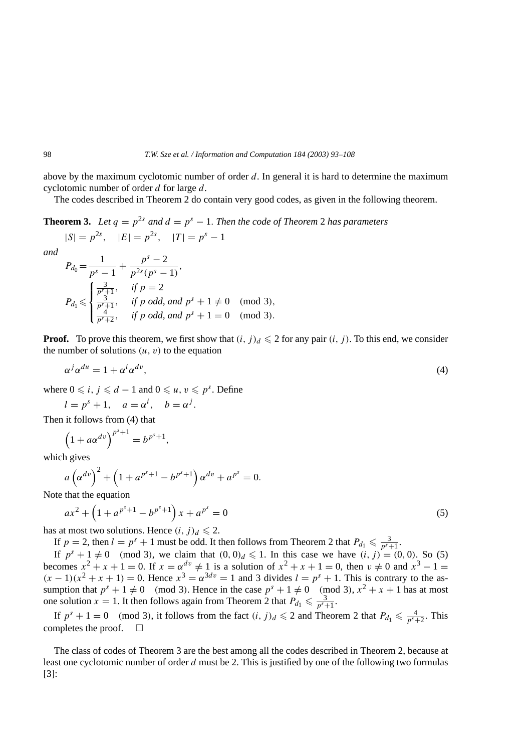above by the maximum cyclotomic number of order $d$. In general it is hard to determine the maximum cyclotomic number of order $d$ for large $d$.

The codes described in Theorem 2 do contain very good codes, as given in the following theorem.

**Theorem 3.** *Let $q = p^{2s}$ and $d = p^s - 1$. Then the code of Theorem 2 has parameters*

$$|S| = p^{2s}, \quad |E| = p^{2s}, \quad |T| = p^s - 1$$

*and*

$$P_{d_0} = \frac{1}{p^s - 1} + \frac{p^s - 2}{p^{2s}(p^s - 1)},$$

$$P_{d_1} \leqslant \begin{cases} \frac{3}{p^s+1}, & \text{if } p = 2 \\ \frac{3}{p^s+1}, & \text{if } p \text{ odd, and } p^s + 1 \neq 0 \pmod 3, \\ \frac{4}{p^s+2}, & \text{if } p \text{ odd, and } p^s + 1 = 0 \pmod 3. \end{cases}$$

**Proof.** To prove this theorem, we first show that $(i, j)_d \leqslant 2$ for any pair $(i, j)$. To this end, we consider the number of solutions $(u, v)$ to the equation

$$\alpha^j \alpha^{du} = 1 + \alpha^i \alpha^{dv}, \tag{4}$$

where $0 \leqslant i, j \leqslant d - 1$ and $0 \leqslant u, v \leqslant p^s$. Define

$$l = p^s + 1, \quad a = \alpha^i, \quad b = \alpha^j.$$

Then it follows from (4) that

$$\left(1 + a\alpha^{dv}\right)^{p^s+1} = b^{p^s+1},$$

which gives

$$a\left(\alpha^{dv}\right)^2 + \left(1 + a^{p^s+1} - b^{p^s+1}\right)\alpha^{dv} + a^{p^s} = 0.$$

Note that the equation

$$ax^2 + \left(1 + a^{p^s+1} - b^{p^s+1}\right)x + a^{p^s} = 0 \tag{5}$$

has at most two solutions. Hence $(i, j)_d \leqslant 2$.

If $p = 2$, then $l = p^s + 1$ must be odd. It then follows from Theorem 2 that $P_{d_1} \leqslant \frac{3}{p^s+1}$.

If $p^s + 1 \neq 0 \pmod 3$, we claim that $(0, 0)_d \leqslant 1$. In this case we have $(i, j) = (0, 0)$. So (5) becomes $x^2 + x + 1 = 0$. If $x = \alpha^{dv} \neq 1$ is a solution of $x^2 + x + 1 = 0$, then $v \neq 0$ and $x^3 - 1 = (x - 1)(x^2 + x + 1) = 0$. Hence $x^3 = \alpha^{3dv} = 1$ and 3 divides $l = p^s + 1$. This is contrary to the assumption that $p^s + 1 \neq 0 \pmod 3$. Hence in the case $p^s + 1 \neq 0 \pmod 3$, $x^2 + x + 1$ has at most one solution $x = 1$. It then follows again from Theorem 2 that $P_{d_1} \leqslant \frac{3}{p^s+1}$.

If $p^s + 1 = 0 \pmod 3$, it follows from the fact $(i, j)_d \leqslant 2$ and Theorem 2 that $P_{d_1} \leqslant \frac{4}{p^s+2}$. This completes the proof. $\square$

The class of codes of Theorem 3 are the best among all the codes described in Theorem 2, because at least one cyclotomic number of order $d$ must be 2. This is justified by one of the following two formulas [3]: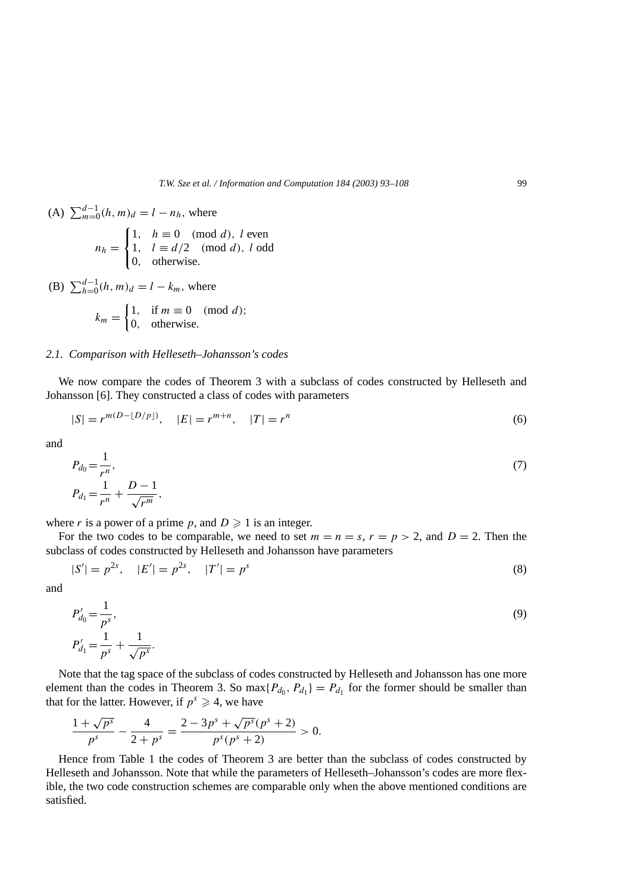(A) $\sum_{m=0}^{d-1}(h,m)_d = l - n_h$, where

$$n_h = \begin{cases} 1, & h \equiv 0 \pmod{d},\ l \text{ even} \\ 1, & l \equiv d/2 \pmod{d},\ l \text{ odd} \\ 0, & \text{otherwise.} \end{cases}$$

(B) $\sum_{h=0}^{d-1}(h,m)_d = l - k_m$, where

$$k_m = \begin{cases} 1, & \text{if } m \equiv 0 \pmod{d}; \\ 0, & \text{otherwise.} \end{cases}$$

### *2.1. Comparison with Helleseth–Johansson's codes*

We now compare the codes of Theorem 3 with a subclass of codes constructed by Helleseth and Johansson [6]. They constructed a class of codes with parameters

$$|S| = r^{m(D - \lfloor D/p \rfloor)}, \quad |E| = r^{m+n}, \quad |T| = r^n \tag{6}$$

and

$$\begin{aligned} P_{d_0} &= \frac{1}{r^n}, \\ P_{d_1} &= \frac{1}{r^n} + \frac{D-1}{\sqrt{r^m}}, \end{aligned} \tag{7}$$

where $r$ is a power of a prime $p$, and $D \geqslant 1$ is an integer.

For the two codes to be comparable, we need to set $m = n = s$, $r = p > 2$, and $D = 2$. Then the subclass of codes constructed by Helleseth and Johansson have parameters

$$|S'| = p^{2s}, \quad |E'| = p^{2s}, \quad |T'| = p^s \tag{8}$$

and

$$\begin{aligned} P'_{d_0} &= \frac{1}{p^s}, \\ P'_{d_1} &= \frac{1}{p^s} + \frac{1}{\sqrt{p^s}}. \end{aligned} \tag{9}$$

Note that the tag space of the subclass of codes constructed by Helleseth and Johansson has one more element than the codes in Theorem 3. So $\max\{P_{d_0}, P_{d_1}\} = P_{d_1}$ for the former should be smaller than that for the latter. However, if $p^s \geqslant 4$, we have

$$\frac{1 + \sqrt{p^s}}{p^s} - \frac{4}{2 + p^s} = \frac{2 - 3p^s + \sqrt{p^s}(p^s + 2)}{p^s(p^s + 2)} > 0.$$

Hence from Table 1 the codes of Theorem 3 are better than the subclass of codes constructed by Helleseth and Johansson. Note that while the parameters of Helleseth–Johansson's codes are more flexible, the two code construction schemes are comparable only when the above mentioned conditions are satisfied.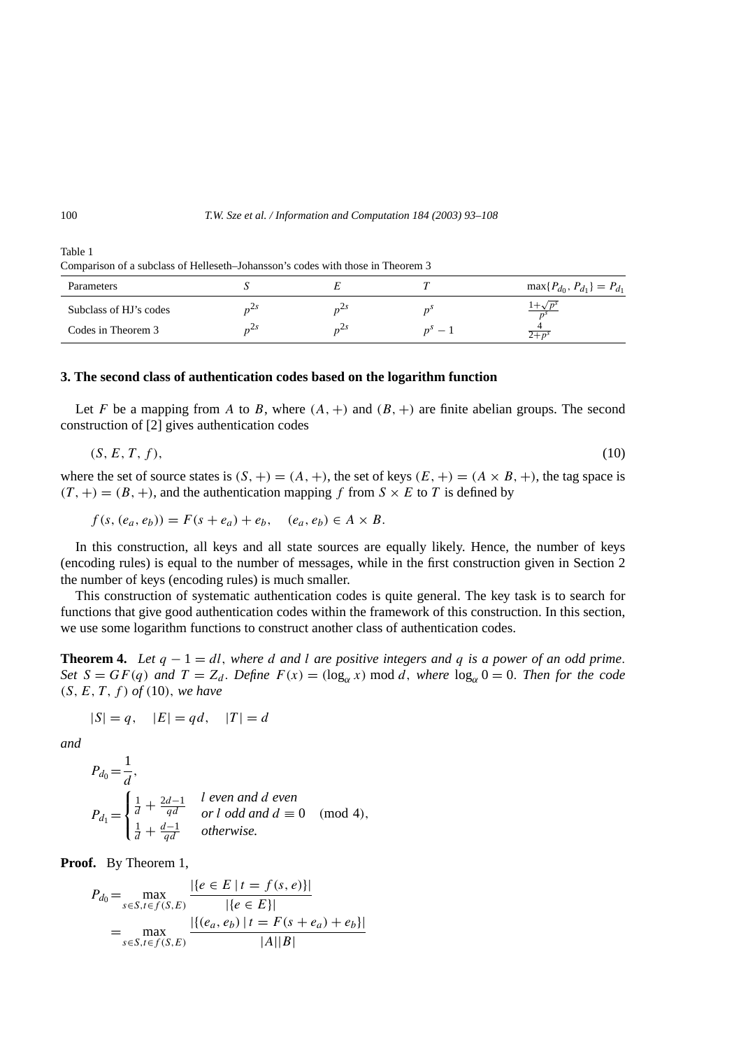Table 1
Comparison of a subclass of Helleseth–Johansson's codes with those in Theorem 3

| Parameters | $S$ | $E$ | $T$ | $\max\{P_{d_0}, P_{d_1}\} = P_{d_1}$ |
|---|---|---|---|---|
| Subclass of HJ's codes | $p^{2s}$ | $p^{2s}$ | $p^s$ | $\frac{1+\sqrt{p^s}}{p^s}$ |
| Codes in Theorem 3 | $p^{2s}$ | $p^{2s}$ | $p^s - 1$ | $\frac{4}{2+p^s}$ |

## 3. The second class of authentication codes based on the logarithm function

Let $F$ be a mapping from $A$ to $B$, where $(A, +)$ and $(B, +)$ are finite abelian groups. The second construction of [2] gives authentication codes

$$(S, E, T, f), \tag{10}$$

where the set of source states is $(S, +) = (A, +)$, the set of keys $(E, +) = (A \times B, +)$, the tag space is $(T, +) = (B, +)$, and the authentication mapping $f$ from $S \times E$ to $T$ is defined by

$$f(s, (e_a, e_b)) = F(s + e_a) + e_b, \quad (e_a, e_b) \in A \times B.$$

In this construction, all keys and all state sources are equally likely. Hence, the number of keys (encoding rules) is equal to the number of messages, while in the first construction given in Section 2 the number of keys (encoding rules) is much smaller.

This construction of systematic authentication codes is quite general. The key task is to search for functions that give good authentication codes within the framework of this construction. In this section, we use some logarithm functions to construct another class of authentication codes.

**Theorem 4.** *Let $q - 1 = dl$, where $d$ and $l$ are positive integers and $q$ is a power of an odd prime. Set $S = GF(q)$ and $T = Z_d$. Define $F(x) = (\log_\alpha x) \bmod d$, where $\log_\alpha 0 = 0$. Then for the code $(S, E, T, f)$ of* (10), *we have*

$$|S| = q, \quad |E| = qd, \quad |T| = d$$

*and*

$$P_{d_0} = \frac{1}{d},$$

$$P_{d_1} = \begin{cases} \frac{1}{d} + \frac{2d-1}{qd} & l \text{ even and } d \text{ even or } l \text{ odd and } d \equiv 0 \pmod 4, \\ \frac{1}{d} + \frac{d-1}{qd} & \text{otherwise.} \end{cases}$$

**Proof.** By Theorem 1,

$$\begin{aligned} P_{d_0} &= \max_{s \in S, t \in f(S,E)} \frac{|\{e \in E \mid t = f(s, e)\}|}{|\{e \in E\}|} \\ &= \max_{s \in S, t \in f(S,E)} \frac{|\{(e_a, e_b) \mid t = F(s + e_a) + e_b\}|}{|A||B|} \end{aligned}$$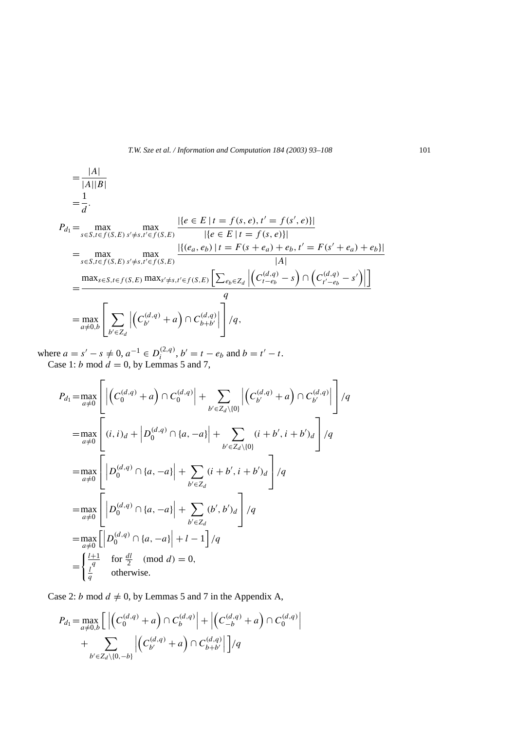$$
\begin{aligned}
&= \frac{|A|}{|A||B|} \\
&= \frac{1}{d}.
\end{aligned}
$$

$$
\begin{aligned}
P_{d_1} &= \max_{s \in S, t \in f(S,E)} \max_{s' \neq s, t' \in f(S,E)} \frac{|\{e \in E \mid t = f(s,e), t' = f(s',e)\}|}{|\{e \in E \mid t = f(s,e)\}|} \\
&= \max_{s \in S, t \in f(S,E)} \max_{s' \neq s, t' \in f(S,E)} \frac{|\{(e_a, e_b) \mid t = F(s + e_a) + e_b, t' = F(s' + e_a) + e_b\}|}{|A|} \\
&= \frac{\max_{s \in S, t \in f(S,E)} \max_{s' \neq s, t' \in f(S,E)} \left[ \sum_{e_b \in Z_d} \left| \left( C_{t-e_b}^{(d,q)} - s \right) \cap \left( C_{t'-e_b}^{(d,q)} - s' \right) \right| \right]}{q} \\
&= \max_{a \neq 0, b} \left[ \sum_{b' \in Z_d} \left| \left( C_{b'}^{(d,q)} + a \right) \cap C_{b+b'}^{(d,q)} \right| \right] / q,
\end{aligned}
$$

where $a = s' - s \neq 0$, $a^{-1} \in D_i^{(2,q)}$, $b' = t - e_b$ and $b = t' - t$.

Case 1: $b \bmod d = 0$, by Lemmas 5 and 7,

$$
\begin{aligned}
P_{d_1} &= \max_{a \neq 0} \left[ \left| \left( C_0^{(d,q)} + a \right) \cap C_0^{(d,q)} \right| + \sum_{b' \in Z_d \setminus \{0\}} \left| \left( C_{b'}^{(d,q)} + a \right) \cap C_{b'}^{(d,q)} \right| \right] / q \\
&= \max_{a \neq 0} \left[ (i,i)_d + \left| D_0^{(d,q)} \cap \{a, -a\} \right| + \sum_{b' \in Z_d \setminus \{0\}} (i + b', i + b')_d \right] / q \\
&= \max_{a \neq 0} \left[ \left| D_0^{(d,q)} \cap \{a, -a\} \right| + \sum_{b' \in Z_d} (i + b', i + b')_d \right] / q \\
&= \max_{a \neq 0} \left[ \left| D_0^{(d,q)} \cap \{a, -a\} \right| + \sum_{b' \in Z_d} (b', b')_d \right] / q \\
&= \max_{a \neq 0} \left[ \left| D_0^{(d,q)} \cap \{a, -a\} \right| + l - 1 \right] / q \\
&= \begin{cases} \frac{l+1}{q} & \text{for } \frac{dl}{2} \pmod{d} = 0, \\ \frac{l}{q} & \text{otherwise.} \end{cases}
\end{aligned}
$$

Case 2: $b \bmod d \neq 0$, by Lemmas 5 and 7 in the Appendix A,

$$
\begin{aligned}
P_{d_1} = \max_{a \neq 0, b} \Big[ & \left| \left( C_0^{(d,q)} + a \right) \cap C_b^{(d,q)} \right| + \left| \left( C_{-b}^{(d,q)} + a \right) \cap C_0^{(d,q)} \right| \\
& + \sum_{b' \in Z_d \setminus \{0, -b\}} \left| \left( C_{b'}^{(d,q)} + a \right) \cap C_{b+b'}^{(d,q)} \right| \Big] / q
\end{aligned}
$$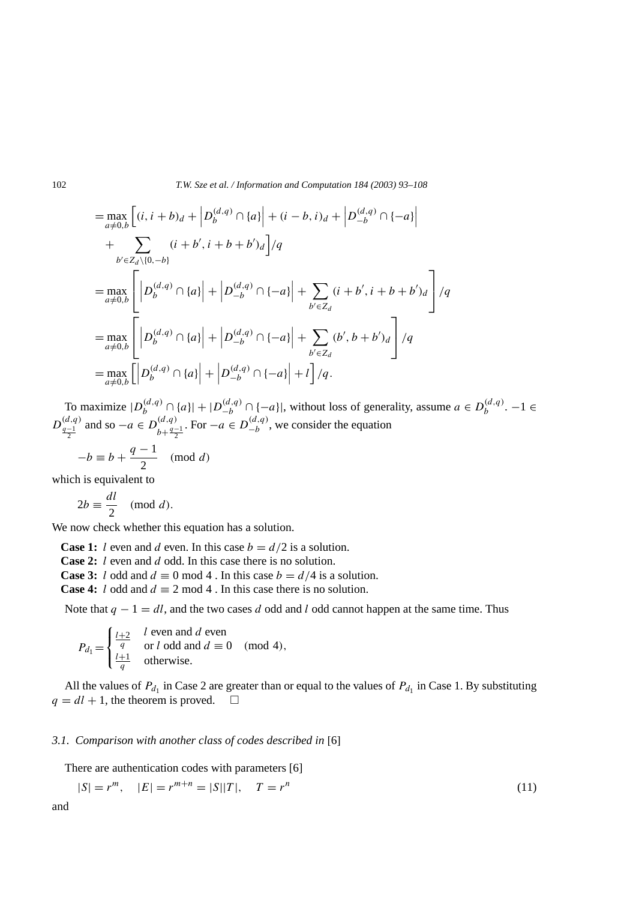$$
\begin{aligned}
&= \max_{a \neq 0, b} \Bigg[ (i, i+b)_d + \left| D_b^{(d,q)} \cap \{a\} \right| + (i-b, i)_d + \left| D_{-b}^{(d,q)} \cap \{-a\} \right| \\
&\quad + \sum_{b' \in Z_d \setminus \{0,-b\}} (i+b', i+b+b')_d \Bigg] / q \\
&= \max_{a \neq 0, b} \left[ \left| D_b^{(d,q)} \cap \{a\} \right| + \left| D_{-b}^{(d,q)} \cap \{-a\} \right| + \sum_{b' \in Z_d} (i+b', i+b+b')_d \right] / q \\
&= \max_{a \neq 0, b} \left[ \left| D_b^{(d,q)} \cap \{a\} \right| + \left| D_{-b}^{(d,q)} \cap \{-a\} \right| + \sum_{b' \in Z_d} (b', b+b')_d \right] / q \\
&= \max_{a \neq 0, b} \left[ \left| D_b^{(d,q)} \cap \{a\} \right| + \left| D_{-b}^{(d,q)} \cap \{-a\} \right| + l \right] / q.
\end{aligned}
$$

To maximize $|D_b^{(d,q)} \cap \{a\}| + |D_{-b}^{(d,q)} \cap \{-a\}|$, without loss of generality, assume $a \in D_b^{(d,q)}$. $-1 \in D_{\frac{q-1}{2}}^{(d,q)}$ and so $-a \in D_{b+\frac{q-1}{2}}^{(d,q)}$. For $-a \in D_{-b}^{(d,q)}$, we consider the equation

$$
-b \equiv b + \frac{q-1}{2} \pmod{d}
$$

which is equivalent to

$$
2b \equiv \frac{dl}{2} \pmod{d}.
$$

We now check whether this equation has a solution.

**Case 1:** $l$ even and $d$ even. In this case $b = d/2$ is a solution.
**Case 2:** $l$ even and $d$ odd. In this case there is no solution.
**Case 3:** $l$ odd and $d \equiv 0 \bmod 4$ . In this case $b = d/4$ is a solution.
**Case 4:** $l$ odd and $d \equiv 2 \bmod 4$ . In this case there is no solution.

Note that $q - 1 = dl$, and the two cases $d$ odd and $l$ odd cannot happen at the same time. Thus

$$
P_{d_1} = \begin{cases} \frac{l+2}{q} & l \text{ even and } d \text{ even} \\ & \text{or } l \text{ odd and } d \equiv 0 \pmod{4}, \\ \frac{l+1}{q} & \text{otherwise.} \end{cases}
$$

All the values of $P_{d_1}$ in Case 2 are greater than or equal to the values of $P_{d_1}$ in Case 1. By substituting $q = dl + 1$, the theorem is proved. □

### 3.1. *Comparison with another class of codes described in* [6]

There are authentication codes with parameters [6]

$$
|S| = r^m, \quad |E| = r^{m+n} = |S||T|, \quad T = r^n \tag{11}
$$

and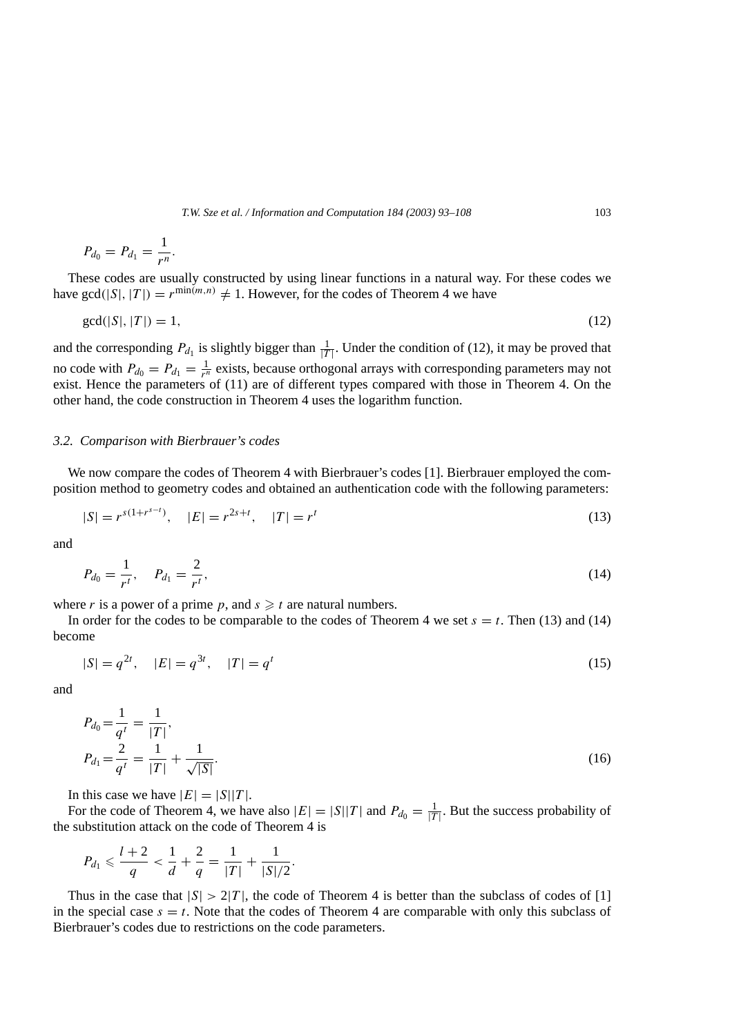$$P_{d_0} = P_{d_1} = \frac{1}{r^n}.$$

These codes are usually constructed by using linear functions in a natural way. For these codes we have $\gcd(|S|, |T|) = r^{\min(m,n)} \neq 1$. However, for the codes of Theorem 4 we have

$$\gcd(|S|, |T|) = 1, \tag{12}$$

and the corresponding $P_{d_1}$ is slightly bigger than $\frac{1}{|T|}$. Under the condition of (12), it may be proved that no code with $P_{d_0} = P_{d_1} = \frac{1}{r^n}$ exists, because orthogonal arrays with corresponding parameters may not exist. Hence the parameters of (11) are of different types compared with those in Theorem 4. On the other hand, the code construction in Theorem 4 uses the logarithm function.

### 3.2. Comparison with Bierbrauer's codes

We now compare the codes of Theorem 4 with Bierbrauer's codes [1]. Bierbrauer employed the composition method to geometry codes and obtained an authentication code with the following parameters:

$$|S| = r^{s(1+r^{s-t})}, \quad |E| = r^{2s+t}, \quad |T| = r^t \tag{13}$$

and

$$P_{d_0} = \frac{1}{r^t}, \quad P_{d_1} = \frac{2}{r^t}, \tag{14}$$

where $r$ is a power of a prime $p$, and $s \geqslant t$ are natural numbers.

In order for the codes to be comparable to the codes of Theorem 4 we set $s = t$. Then (13) and (14) become

$$|S| = q^{2t}, \quad |E| = q^{3t}, \quad |T| = q^t \tag{15}$$

and

$$\begin{aligned} P_{d_0} &= \frac{1}{q^t} = \frac{1}{|T|}, \\ P_{d_1} &= \frac{2}{q^t} = \frac{1}{|T|} + \frac{1}{\sqrt{|S|}}. \end{aligned} \tag{16}$$

In this case we have $|E| = |S||T|$.

For the code of Theorem 4, we have also $|E| = |S||T|$ and $P_{d_0} = \frac{1}{|T|}$. But the success probability of the substitution attack on the code of Theorem 4 is

$$P_{d_1} \leqslant \frac{l+2}{q} < \frac{1}{d} + \frac{2}{q} = \frac{1}{|T|} + \frac{1}{|S|/2}.$$

Thus in the case that $|S| > 2|T|$, the code of Theorem 4 is better than the subclass of codes of [1] in the special case $s = t$. Note that the codes of Theorem 4 are comparable with only this subclass of Bierbrauer's codes due to restrictions on the code parameters.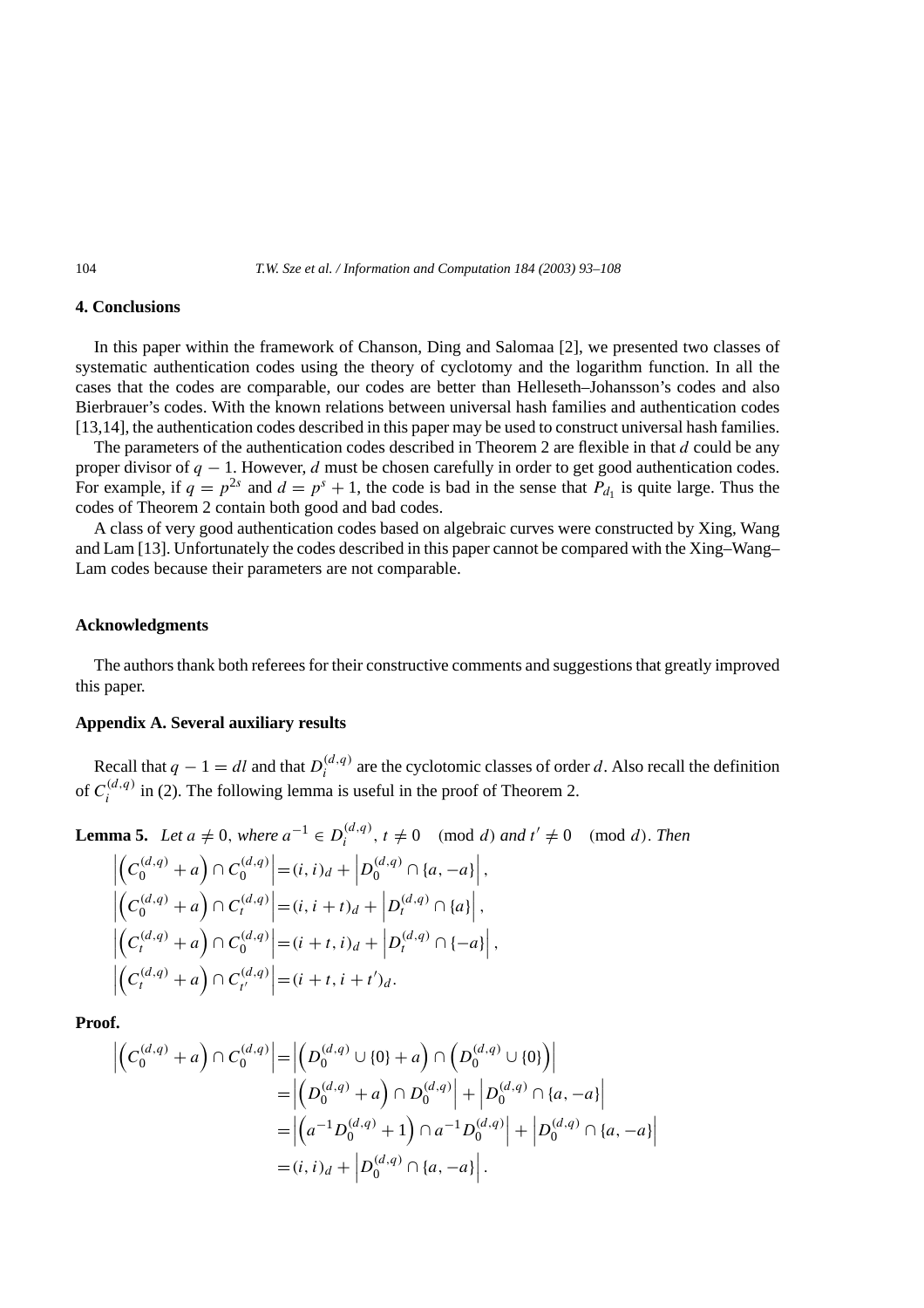## 4. Conclusions

In this paper within the framework of Chanson, Ding and Salomaa [2], we presented two classes of systematic authentication codes using the theory of cyclotomy and the logarithm function. In all the cases that the codes are comparable, our codes are better than Helleseth–Johansson's codes and also Bierbrauer's codes. With the known relations between universal hash families and authentication codes [13,14], the authentication codes described in this paper may be used to construct universal hash families.

The parameters of the authentication codes described in Theorem 2 are flexible in that $d$ could be any proper divisor of $q-1$. However, $d$ must be chosen carefully in order to get good authentication codes. For example, if $q = p^{2s}$ and $d = p^s + 1$, the code is bad in the sense that $P_{d_1}$ is quite large. Thus the codes of Theorem 2 contain both good and bad codes.

A class of very good authentication codes based on algebraic curves were constructed by Xing, Wang and Lam [13]. Unfortunately the codes described in this paper cannot be compared with the Xing–Wang–Lam codes because their parameters are not comparable.

## Acknowledgments

The authors thank both referees for their constructive comments and suggestions that greatly improved this paper.

## Appendix A. Several auxiliary results

Recall that $q-1 = dl$ and that $D_i^{(d,q)}$ are the cyclotomic classes of order $d$. Also recall the definition of $C_i^{(d,q)}$ in (2). The following lemma is useful in the proof of Theorem 2.

**Lemma 5.** *Let $a \neq 0$, where $a^{-1} \in D_i^{(d,q)}$, $t \not\equiv 0 \pmod d$ and $t' \not\equiv 0 \pmod d$. Then*

$$\left|\left(C_0^{(d,q)} + a\right) \cap C_0^{(d,q)}\right| = (i,i)_d + \left|D_0^{(d,q)} \cap \{a,-a\}\right|,$$

$$\left|\left(C_0^{(d,q)} + a\right) \cap C_t^{(d,q)}\right| = (i,i+t)_d + \left|D_t^{(d,q)} \cap \{a\}\right|,$$

$$\left|\left(C_t^{(d,q)} + a\right) \cap C_0^{(d,q)}\right| = (i+t,i)_d + \left|D_t^{(d,q)} \cap \{-a\}\right|,$$

$$\left|\left(C_t^{(d,q)} + a\right) \cap C_{t'}^{(d,q)}\right| = (i+t,i+t')_d.$$

**Proof.**

$$\begin{aligned}
\left|\left(C_0^{(d,q)} + a\right) \cap C_0^{(d,q)}\right| &= \left|\left(D_0^{(d,q)} \cup \{0\} + a\right) \cap \left(D_0^{(d,q)} \cup \{0\}\right)\right| \\
&= \left|\left(D_0^{(d,q)} + a\right) \cap D_0^{(d,q)}\right| + \left|D_0^{(d,q)} \cap \{a,-a\}\right| \\
&= \left|\left(a^{-1}D_0^{(d,q)} + 1\right) \cap a^{-1}D_0^{(d,q)}\right| + \left|D_0^{(d,q)} \cap \{a,-a\}\right| \\
&= (i,i)_d + \left|D_0^{(d,q)} \cap \{a,-a\}\right|.
\end{aligned}$$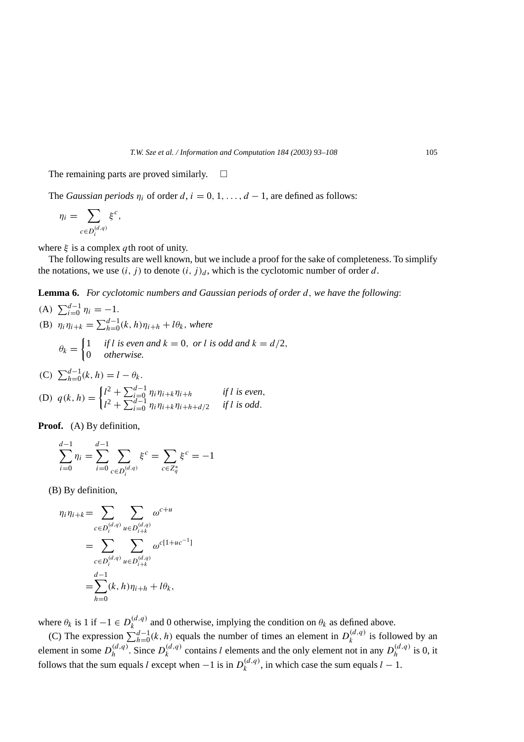The remaining parts are proved similarly. □

The *Gaussian periods* $\eta_i$ of order $d$, $i = 0, 1, \ldots, d-1$, are defined as follows:

$$\eta_i = \sum_{c \in D_i^{(d,q)}} \xi^c,$$

where $\xi$ is a complex $q$th root of unity.

The following results are well known, but we include a proof for the sake of completeness. To simplify the notations, we use $(i, j)$ to denote $(i, j)_d$, which is the cyclotomic number of order $d$.

**Lemma 6.** *For cyclotomic numbers and Gaussian periods of order $d$, we have the following*:

(A) $\sum_{i=0}^{d-1} \eta_i = -1$.

(B) $\eta_i \eta_{i+k} = \sum_{h=0}^{d-1} (k, h)\eta_{i+h} + l\theta_k$, *where*

$$\theta_k = \begin{cases} 1 & \text{if } l \text{ is even and } k = 0, \text{ or } l \text{ is odd and } k = d/2, \\ 0 & \text{otherwise.} \end{cases}$$

(C) $\sum_{h=0}^{d-1} (k, h) = l - \theta_k$.

(D) $q(k, h) = \begin{cases} l^2 + \sum_{i=0}^{d-1} \eta_i \eta_{i+k} \eta_{i+h} & \text{if } l \text{ is even}, \\ l^2 + \sum_{i=0}^{d-1} \eta_i \eta_{i+k} \eta_{i+h+d/2} & \text{if } l \text{ is odd}. \end{cases}$

**Proof.** (A) By definition,

$$\sum_{i=0}^{d-1} \eta_i = \sum_{i=0}^{d-1} \sum_{c \in D_i^{(d,q)}} \xi^c = \sum_{c \in Z_q^*} \xi^c = -1$$

(B) By definition,

$$\begin{aligned} \eta_i \eta_{i+k} &= \sum_{c \in D_i^{(d,q)}} \sum_{u \in D_{i+k}^{(d,q)}} \omega^{c+u} \\ &= \sum_{c \in D_i^{(d,q)}} \sum_{u \in D_{i+k}^{(d,q)}} \omega^{c[1+uc^{-1}]} \\ &= \sum_{h=0}^{d-1} (k, h)\eta_{i+h} + l\theta_k, \end{aligned}$$

where $\theta_k$ is 1 if $-1 \in D_k^{(d,q)}$ and 0 otherwise, implying the condition on $\theta_k$ as defined above.

(C) The expression $\sum_{h=0}^{d-1} (k, h)$ equals the number of times an element in $D_k^{(d,q)}$ is followed by an element in some $D_h^{(d,q)}$. Since $D_k^{(d,q)}$ contains $l$ elements and the only element not in any $D_h^{(d,q)}$ is 0, it follows that the sum equals $l$ except when $-1$ is in $D_k^{(d,q)}$, in which case the sum equals $l - 1$.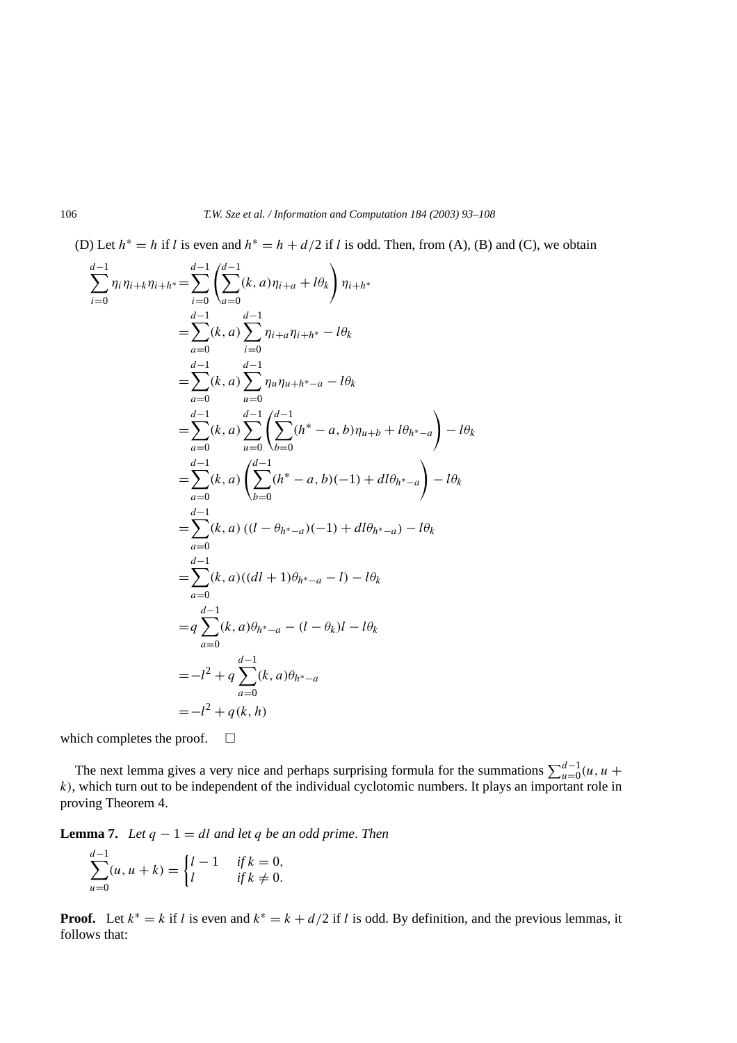(D) Let $h^* = h$ if $l$ is even and $h^* = h + d/2$ if $l$ is odd. Then, from (A), (B) and (C), we obtain

$$
\begin{aligned}
\sum_{i=0}^{d-1} \eta_i \eta_{i+k} \eta_{i+h^*} &= \sum_{i=0}^{d-1} \left( \sum_{a=0}^{d-1} (k, a) \eta_{i+a} + l\theta_k \right) \eta_{i+h^*} \\
&= \sum_{a=0}^{d-1} (k, a) \sum_{i=0}^{d-1} \eta_{i+a} \eta_{i+h^*} - l\theta_k \\
&= \sum_{a=0}^{d-1} (k, a) \sum_{u=0}^{d-1} \eta_u \eta_{u+h^*-a} - l\theta_k \\
&= \sum_{a=0}^{d-1} (k, a) \sum_{u=0}^{d-1} \left( \sum_{b=0}^{d-1} (h^* - a, b) \eta_{u+b} + l\theta_{h^*-a} \right) - l\theta_k \\
&= \sum_{a=0}^{d-1} (k, a) \left( \sum_{b=0}^{d-1} (h^* - a, b)(-1) + dl\theta_{h^*-a} \right) - l\theta_k \\
&= \sum_{a=0}^{d-1} (k, a) \left( (l - \theta_{h^*-a})(-1) + dl\theta_{h^*-a} \right) - l\theta_k \\
&= \sum_{a=0}^{d-1} (k, a)((dl + 1)\theta_{h^*-a} - l) - l\theta_k \\
&= q \sum_{a=0}^{d-1} (k, a)\theta_{h^*-a} - (l - \theta_k)l - l\theta_k \\
&= -l^2 + q \sum_{a=0}^{d-1} (k, a)\theta_{h^*-a} \\
&= -l^2 + q(k, h)
\end{aligned}
$$

which completes the proof. □

The next lemma gives a very nice and perhaps surprising formula for the summations $\sum_{u=0}^{d-1}(u, u + k)$, which turn out to be independent of the individual cyclotomic numbers. It plays an important role in proving Theorem 4.

**Lemma 7.** *Let $q - 1 = dl$ and let $q$ be an odd prime. Then*

$$
\sum_{u=0}^{d-1} (u, u + k) = \begin{cases} l - 1 & \text{if } k = 0, \\ l & \text{if } k \neq 0. \end{cases}
$$

**Proof.** Let $k^* = k$ if $l$ is even and $k^* = k + d/2$ if $l$ is odd. By definition, and the previous lemmas, it follows that: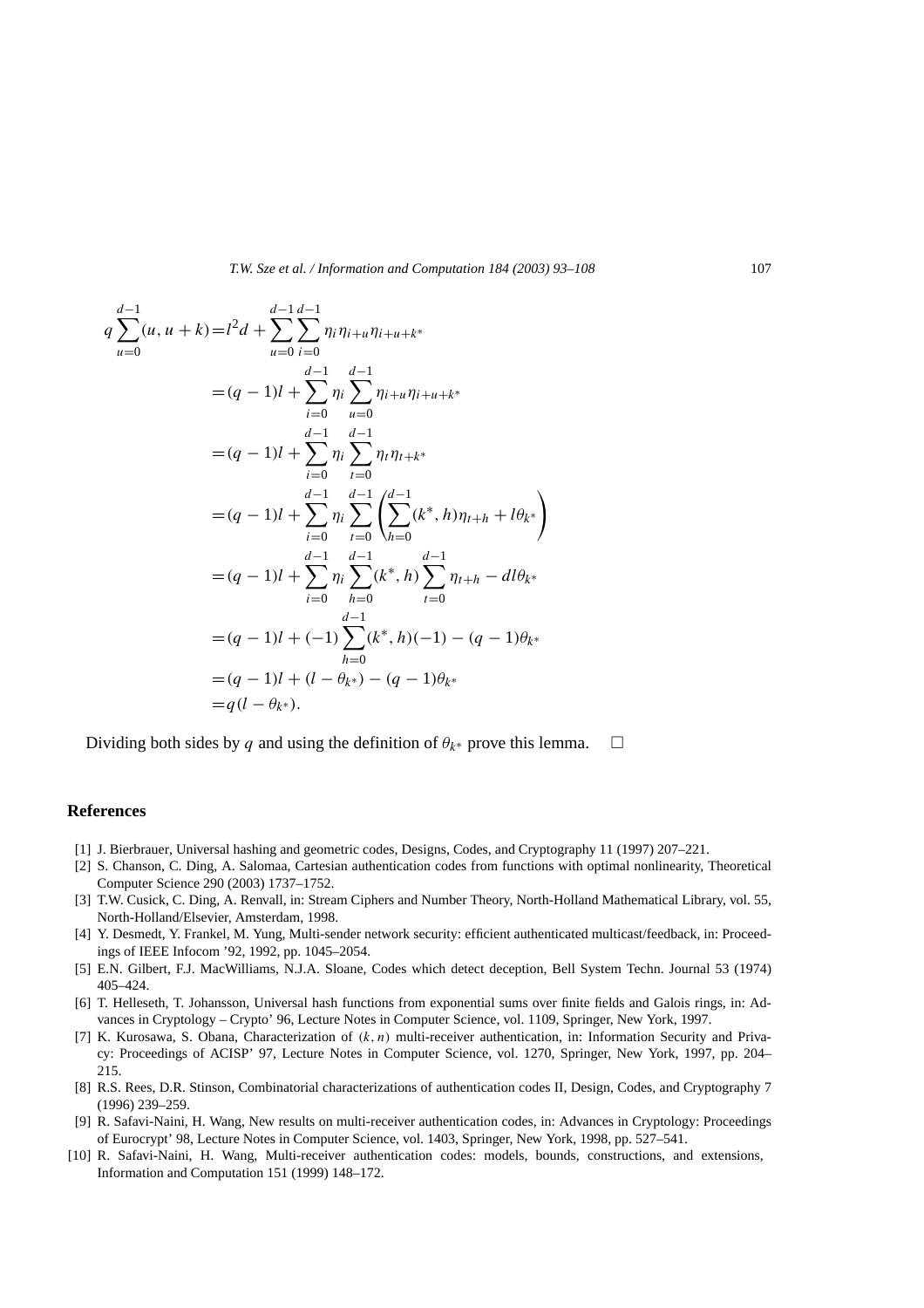$$
\begin{aligned}
q\sum_{u=0}^{d-1}(u, u+k) &= l^2 d + \sum_{u=0}^{d-1}\sum_{i=0}^{d-1}\eta_i\eta_{i+u}\eta_{i+u+k^*} \\
&= (q-1)l + \sum_{i=0}^{d-1}\eta_i\sum_{u=0}^{d-1}\eta_{i+u}\eta_{i+u+k^*} \\
&= (q-1)l + \sum_{i=0}^{d-1}\eta_i\sum_{t=0}^{d-1}\eta_t\eta_{t+k^*} \\
&= (q-1)l + \sum_{i=0}^{d-1}\eta_i\sum_{t=0}^{d-1}\left(\sum_{h=0}^{d-1}(k^*, h)\eta_{t+h} + l\theta_{k^*}\right) \\
&= (q-1)l + \sum_{i=0}^{d-1}\eta_i\sum_{h=0}^{d-1}(k^*, h)\sum_{t=0}^{d-1}\eta_{t+h} - dl\theta_{k^*} \\
&= (q-1)l + (-1)\sum_{h=0}^{d-1}(k^*, h)(-1) - (q-1)\theta_{k^*} \\
&= (q-1)l + (l-\theta_{k^*}) - (q-1)\theta_{k^*} \\
&= q(l-\theta_{k^*}).
\end{aligned}
$$

Dividing both sides by $q$ and using the definition of $\theta_{k^*}$ prove this lemma. $\square$

## References

[1] J. Bierbrauer, Universal hashing and geometric codes, Designs, Codes, and Cryptography 11 (1997) 207–221.

[2] S. Chanson, C. Ding, A. Salomaa, Cartesian authentication codes from functions with optimal nonlinearity, Theoretical Computer Science 290 (2003) 1737–1752.

[3] T.W. Cusick, C. Ding, A. Renvall, in: Stream Ciphers and Number Theory, North-Holland Mathematical Library, vol. 55, North-Holland/Elsevier, Amsterdam, 1998.

[4] Y. Desmedt, Y. Frankel, M. Yung, Multi-sender network security: efficient authenticated multicast/feedback, in: Proceedings of IEEE Infocom '92, 1992, pp. 1045–2054.

[5] E.N. Gilbert, F.J. MacWilliams, N.J.A. Sloane, Codes which detect deception, Bell System Techn. Journal 53 (1974) 405–424.

[6] T. Helleseth, T. Johansson, Universal hash functions from exponential sums over finite fields and Galois rings, in: Advances in Cryptology – Crypto' 96, Lecture Notes in Computer Science, vol. 1109, Springer, New York, 1997.

[7] K. Kurosawa, S. Obana, Characterization of $(k, n)$ multi-receiver authentication, in: Information Security and Privacy: Proceedings of ACISP' 97, Lecture Notes in Computer Science, vol. 1270, Springer, New York, 1997, pp. 204–215.

[8] R.S. Rees, D.R. Stinson, Combinatorial characterizations of authentication codes II, Design, Codes, and Cryptography 7 (1996) 239–259.

[9] R. Safavi-Naini, H. Wang, New results on multi-receiver authentication codes, in: Advances in Cryptology: Proceedings of Eurocrypt' 98, Lecture Notes in Computer Science, vol. 1403, Springer, New York, 1998, pp. 527–541.

[10] R. Safavi-Naini, H. Wang, Multi-receiver authentication codes: models, bounds, constructions, and extensions, Information and Computation 151 (1999) 148–172.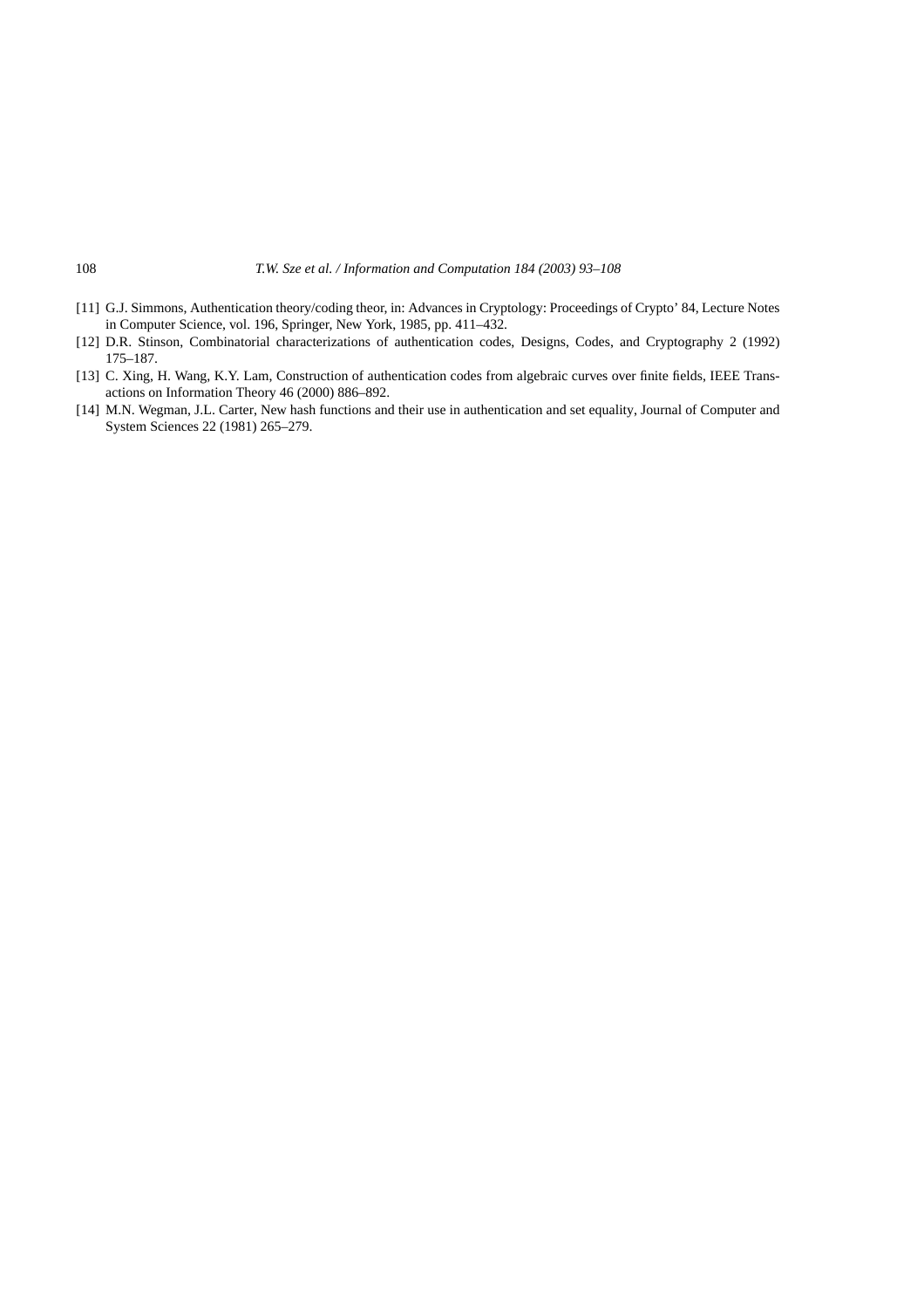[11] G.J. Simmons, Authentication theory/coding theor, in: Advances in Cryptology: Proceedings of Crypto' 84, Lecture Notes in Computer Science, vol. 196, Springer, New York, 1985, pp. 411–432.

[12] D.R. Stinson, Combinatorial characterizations of authentication codes, Designs, Codes, and Cryptography 2 (1992) 175–187.

[13] C. Xing, H. Wang, K.Y. Lam, Construction of authentication codes from algebraic curves over finite fields, IEEE Transactions on Information Theory 46 (2000) 886–892.

[14] M.N. Wegman, J.L. Carter, New hash functions and their use in authentication and set equality, Journal of Computer and System Sciences 22 (1981) 265–279.